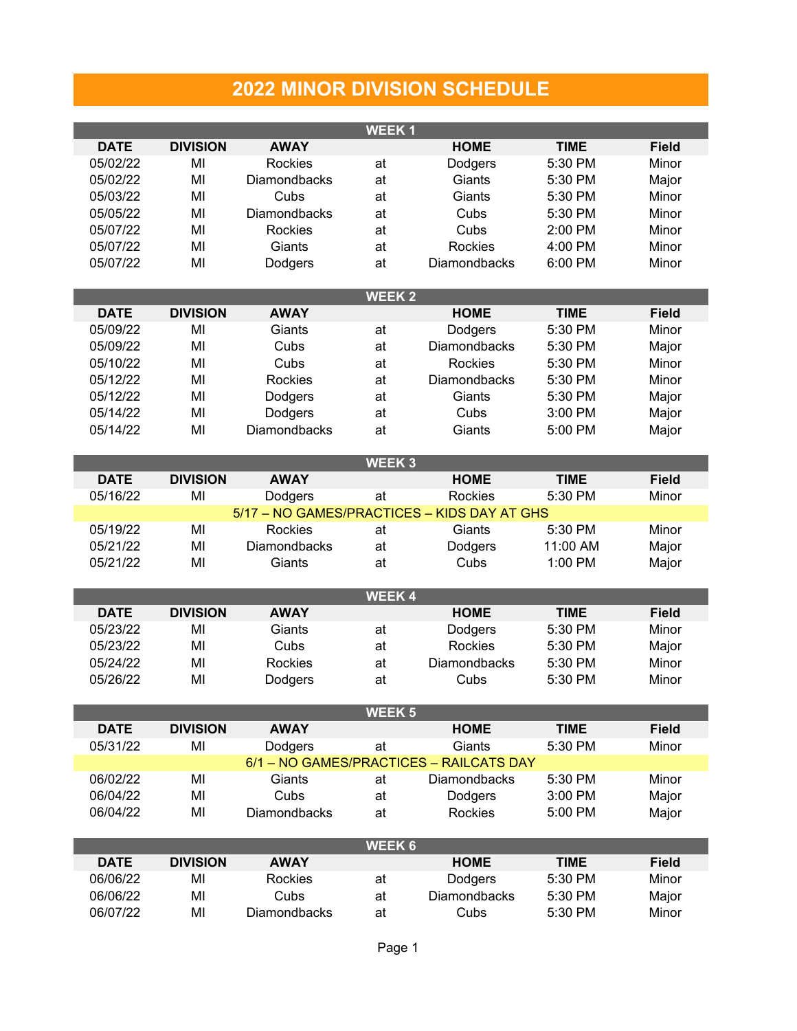# 2022 MINOR DIVISION SCHEDULE

## WEEK 1

| DATE | DIVISION | AWAY | | HOME | TIME | Field |
|---|---|---|---|---|---|---|
| 05/02/22 | MI | Rockies | at | Dodgers | 5:30 PM | Minor |
| 05/02/22 | MI | Diamondbacks | at | Giants | 5:30 PM | Major |
| 05/03/22 | MI | Cubs | at | Giants | 5:30 PM | Minor |
| 05/05/22 | MI | Diamondbacks | at | Cubs | 5:30 PM | Minor |
| 05/07/22 | MI | Rockies | at | Cubs | 2:00 PM | Minor |
| 05/07/22 | MI | Giants | at | Rockies | 4:00 PM | Minor |
| 05/07/22 | MI | Dodgers | at | Diamondbacks | 6:00 PM | Minor |

## WEEK 2

| DATE | DIVISION | AWAY | | HOME | TIME | Field |
|---|---|---|---|---|---|---|
| 05/09/22 | MI | Giants | at | Dodgers | 5:30 PM | Minor |
| 05/09/22 | MI | Cubs | at | Diamondbacks | 5:30 PM | Major |
| 05/10/22 | MI | Cubs | at | Rockies | 5:30 PM | Minor |
| 05/12/22 | MI | Rockies | at | Diamondbacks | 5:30 PM | Minor |
| 05/12/22 | MI | Dodgers | at | Giants | 5:30 PM | Major |
| 05/14/22 | MI | Dodgers | at | Cubs | 3:00 PM | Major |
| 05/14/22 | MI | Diamondbacks | at | Giants | 5:00 PM | Major |

## WEEK 3

| DATE | DIVISION | AWAY | | HOME | TIME | Field |
|---|---|---|---|---|---|---|
| 05/16/22 | MI | Dodgers | at | Rockies | 5:30 PM | Minor |
| 5/17 – NO GAMES/PRACTICES – KIDS DAY AT GHS | | | | | | |
| 05/19/22 | MI | Rockies | at | Giants | 5:30 PM | Minor |
| 05/21/22 | MI | Diamondbacks | at | Dodgers | 11:00 AM | Major |
| 05/21/22 | MI | Giants | at | Cubs | 1:00 PM | Major |

## WEEK 4

| DATE | DIVISION | AWAY | | HOME | TIME | Field |
|---|---|---|---|---|---|---|
| 05/23/22 | MI | Giants | at | Dodgers | 5:30 PM | Minor |
| 05/23/22 | MI | Cubs | at | Rockies | 5:30 PM | Major |
| 05/24/22 | MI | Rockies | at | Diamondbacks | 5:30 PM | Minor |
| 05/26/22 | MI | Dodgers | at | Cubs | 5:30 PM | Minor |

## WEEK 5

| DATE | DIVISION | AWAY | | HOME | TIME | Field |
|---|---|---|---|---|---|---|
| 05/31/22 | MI | Dodgers | at | Giants | 5:30 PM | Minor |
| 6/1 – NO GAMES/PRACTICES – RAILCATS DAY | | | | | | |
| 06/02/22 | MI | Giants | at | Diamondbacks | 5:30 PM | Minor |
| 06/04/22 | MI | Cubs | at | Dodgers | 3:00 PM | Major |
| 06/04/22 | MI | Diamondbacks | at | Rockies | 5:00 PM | Major |

## WEEK 6

| DATE | DIVISION | AWAY | | HOME | TIME | Field |
|---|---|---|---|---|---|---|
| 06/06/22 | MI | Rockies | at | Dodgers | 5:30 PM | Minor |
| 06/06/22 | MI | Cubs | at | Diamondbacks | 5:30 PM | Major |
| 06/07/22 | MI | Diamondbacks | at | Cubs | 5:30 PM | Minor |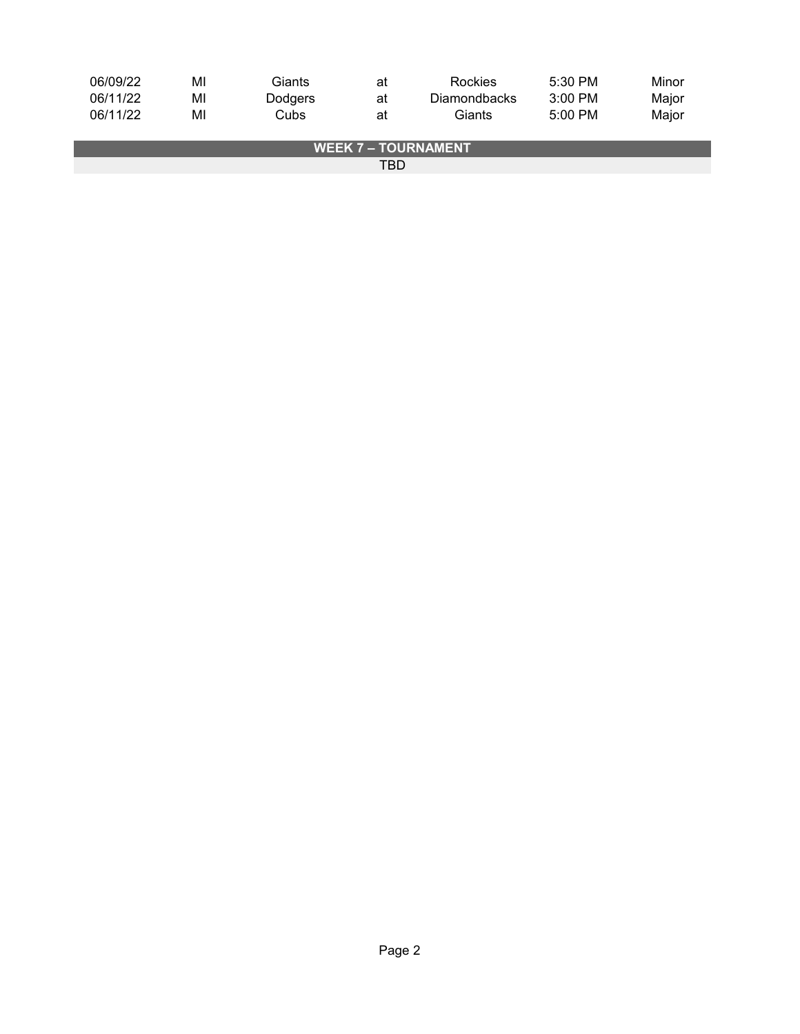| | | | | | | |
|---|---|---|---|---|---|---|
| 06/09/22 | MI | Giants | at | Rockies | 5:30 PM | Minor |
| 06/11/22 | MI | Dodgers | at | Diamondbacks | 3:00 PM | Major |
| 06/11/22 | MI | Cubs | at | Giants | 5:00 PM | Major |

**WEEK 7 – TOURNAMENT**

TBD